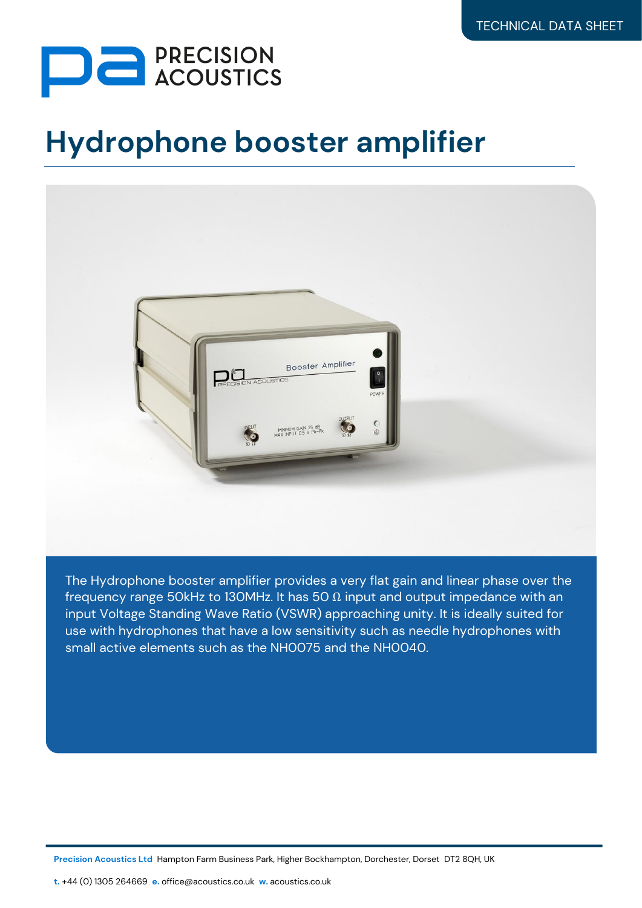TECHNICAL DATA SHEET

PRECISION ACOUSTICS

# Hydrophone booster amplifier

The Hydrophone booster amplifier provides a very flat gain and linear phase over the frequency range 50kHz to 130MHz. It has 50 Ω input and output impedance with an input Voltage Standing Wave Ratio (VSWR) approaching unity. It is ideally suited for use with hydrophones that have a low sensitivity such as needle hydrophones with small active elements such as the NH0075 and the NH0040.

**Precision Acoustics Ltd** Hampton Farm Business Park, Higher Bockhampton, Dorchester, Dorset DT2 8QH, UK

**t.** +44 (0) 1305 264669 **e.** office@acoustics.co.uk **w.** acoustics.co.uk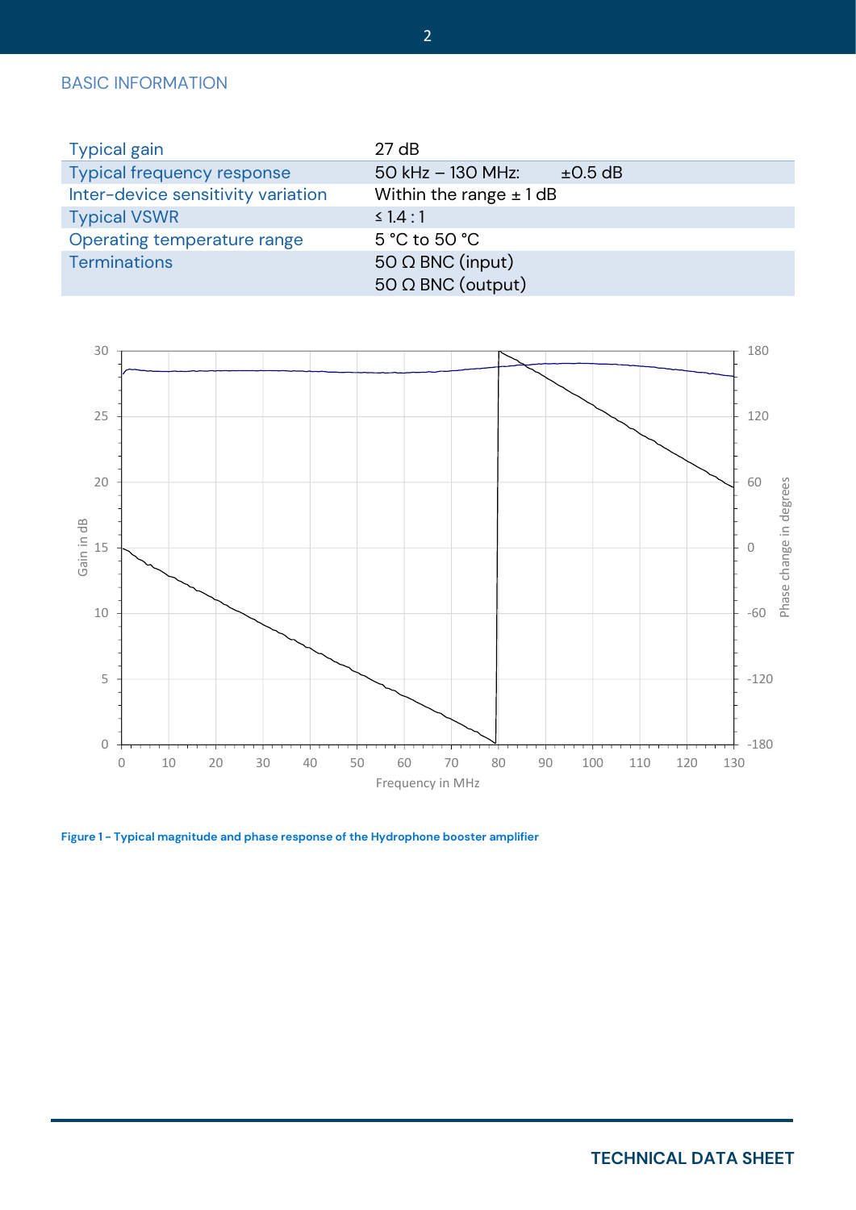## BASIC INFORMATION

| | |
|---|---|
| Typical gain | 27 dB |
| Typical frequency response | 50 kHz – 130 MHz: ±0.5 dB |
| Inter-device sensitivity variation | Within the range ± 1 dB |
| Typical VSWR | ≤ 1.4 : 1 |
| Operating temperature range | 5 °C to 50 °C |
| Terminations | 50 Ω BNC (input)<br>50 Ω BNC (output) |

**Figure 1 - Typical magnitude and phase response of the Hydrophone booster amplifier**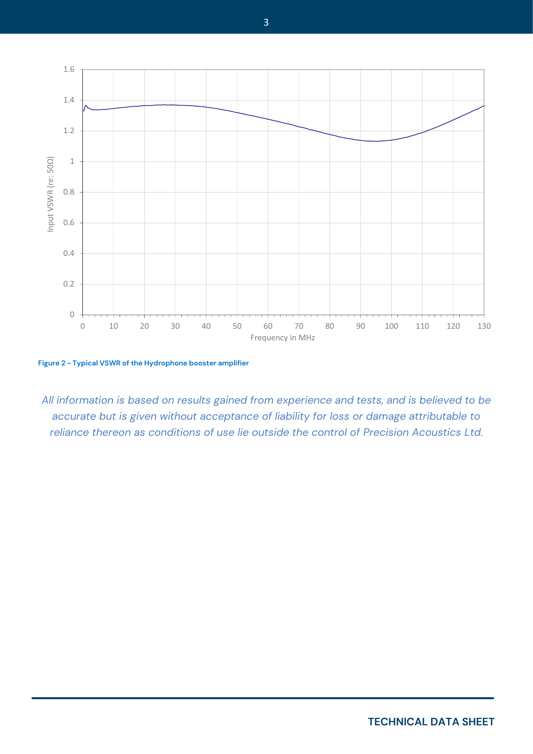1.6
1.4
1.2
1
0.8
0.6
0.4
0.2
0

Input VSWR (re: 50Ω)

0 10 20 30 40 50 60 70 80 90 100 110 120 130

Frequency in MHz

**Figure 2 - Typical VSWR of the Hydrophone booster amplifier**

*All information is based on results gained from experience and tests, and is believed to be accurate but is given without acceptance of liability for loss or damage attributable to reliance thereon as conditions of use lie outside the control of Precision Acoustics Ltd.*